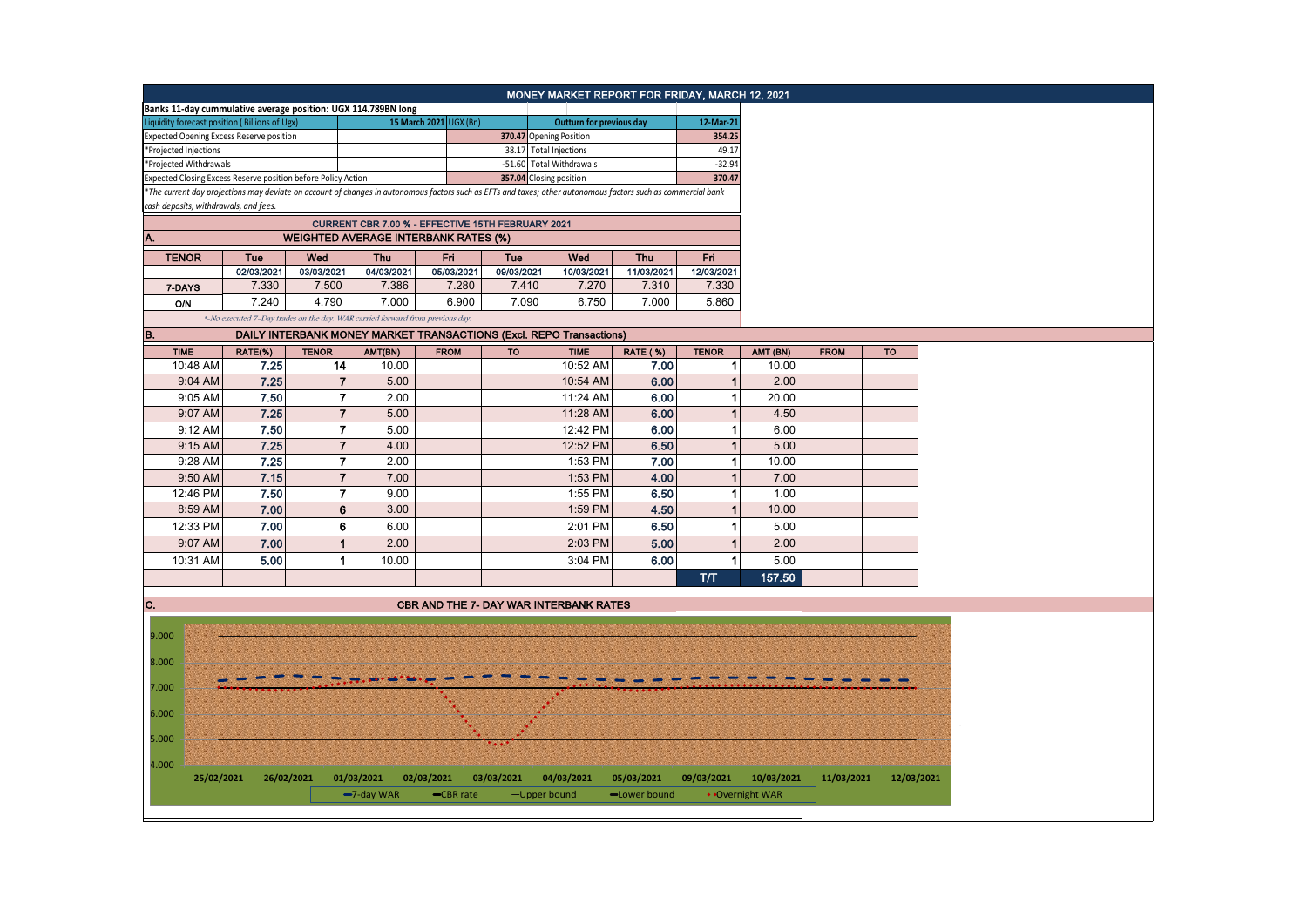# MONEY MARKET REPORT FOR FRIDAY, MARCH 12, 2021

**Banks 11-day cummulative average position: UGX 114.789BN long**

| Liquidity forecast position ( Billions of Ugx) | 15 March 2021 UGX (Bn) | Outturn for previous day | 12-Mar-21 |
|---|---|---|---|
| Expected Opening Excess Reserve position | 370.47 | Opening Position | 354.25 |
| *Projected Injections | 38.17 | Total Injections | 49.17 |
| *Projected Withdrawals | -51.60 | Total Withdrawals | -32.94 |
| Expected Closing Excess Reserve position before Policy Action | 357.04 | Closing position | 370.47 |

*The current day projections may deviate on account of changes in autonomous factors such as EFTs and taxes; other autonomous factors such as commercial bank cash deposits, withdrawals, and fees.

## CURRENT CBR 7.00 % - EFFECTIVE 15TH FEBRUARY 2021

## A. WEIGHTED AVERAGE INTERBANK RATES (%)

| TENOR | Tue | Wed | Thu | Fri | Tue | Wed | Thu | Fri |
|---|---|---|---|---|---|---|---|---|
| | 02/03/2021 | 03/03/2021 | 04/03/2021 | 05/03/2021 | 09/03/2021 | 10/03/2021 | 11/03/2021 | 12/03/2021 |
| 7-DAYS | 7.330 | 7.500 | 7.386 | 7.280 | 7.410 | 7.270 | 7.310 | 7.330 |
| O/N | 7.240 | 4.790 | 7.000 | 6.900 | 7.090 | 6.750 | 7.000 | 5.860 |

*-No executed 7-Day trades on the day. WAR carried forward from previous day.

## B. DAILY INTERBANK MONEY MARKET TRANSACTIONS (Excl. REPO Transactions)

| TIME | RATE(%) | TENOR | AMT(BN) | FROM | TO | TIME | RATE ( %) | TENOR | AMT (BN) | FROM | TO |
|---|---|---|---|---|---|---|---|---|---|---|---|
| 10:48 AM | 7.25 | 14 | 10.00 | | | 10:52 AM | 7.00 | 1 | 10.00 | | |
| 9:04 AM | 7.25 | 7 | 5.00 | | | 10:54 AM | 6.00 | 1 | 2.00 | | |
| 9:05 AM | 7.50 | 7 | 2.00 | | | 11:24 AM | 6.00 | 1 | 20.00 | | |
| 9:07 AM | 7.25 | 7 | 5.00 | | | 11:28 AM | 6.00 | 1 | 4.50 | | |
| 9:12 AM | 7.50 | 7 | 5.00 | | | 12:42 PM | 6.00 | 1 | 6.00 | | |
| 9:15 AM | 7.25 | 7 | 4.00 | | | 12:52 PM | 6.50 | 1 | 5.00 | | |
| 9:28 AM | 7.25 | 7 | 2.00 | | | 1:53 PM | 7.00 | 1 | 10.00 | | |
| 9:50 AM | 7.15 | 7 | 7.00 | | | 1:53 PM | 4.00 | 1 | 7.00 | | |
| 12:46 PM | 7.50 | 7 | 9.00 | | | 1:55 PM | 6.50 | 1 | 1.00 | | |
| 8:59 AM | 7.00 | 6 | 3.00 | | | 1:59 PM | 4.50 | 1 | 10.00 | | |
| 12:33 PM | 7.00 | 6 | 6.00 | | | 2:01 PM | 6.50 | 1 | 5.00 | | |
| 9:07 AM | 7.00 | 1 | 2.00 | | | 2:03 PM | 5.00 | 1 | 2.00 | | |
| 10:31 AM | 5.00 | 1 | 10.00 | | | 3:04 PM | 6.00 | 1 | 5.00 | | |
| | | | | | | | | T/T | 157.50 | | |

## C. CBR AND THE 7- DAY WAR INTERBANK RATES

Chart y-axis: 4.000 – 9.000; x-axis dates: 25/02/2021, 26/02/2021, 01/03/2021, 02/03/2021, 03/03/2021, 04/03/2021, 05/03/2021, 09/03/2021, 10/03/2021, 11/03/2021, 12/03/2021

Legend: 7-day WAR, CBR rate, Upper bound, Lower bound, Overnight WAR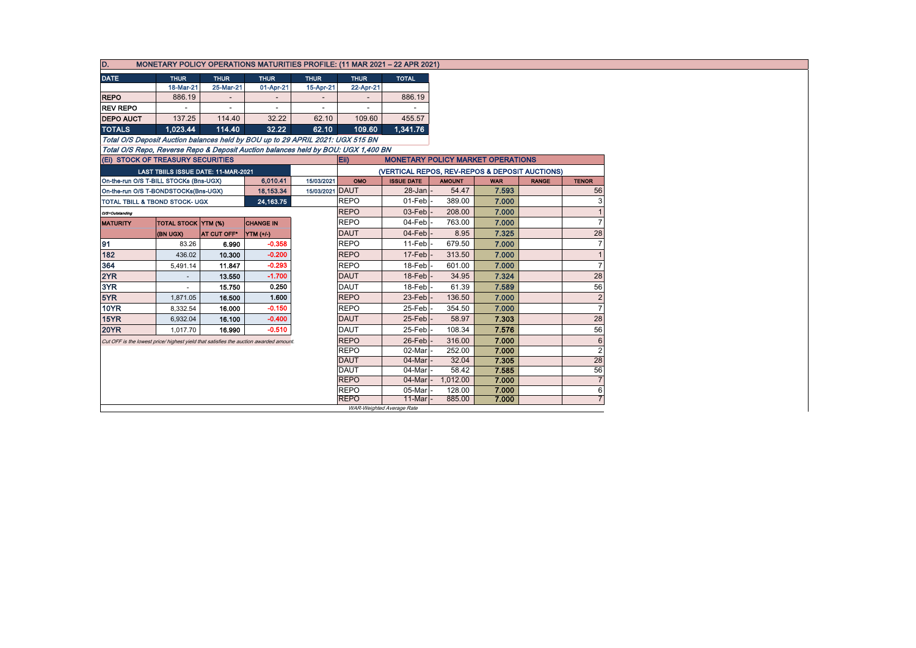## D. MONETARY POLICY OPERATIONS MATURITIES PROFILE: (11 MAR 2021 – 22 APR 2021)

| DATE | THUR | THUR | THUR | THUR | THUR | TOTAL |
|---|---|---|---|---|---|---|
| | 18-Mar-21 | 25-Mar-21 | 01-Apr-21 | 15-Apr-21 | 22-Apr-21 | |
| REPO | 886.19 | - | - | - | - | 886.19 |
| REV REPO | - | - | - | - | - | - |
| DEPO AUCT | 137.25 | 114.40 | 32.22 | 62.10 | 109.60 | 455.57 |
| TOTALS | 1,023.44 | 114.40 | 32.22 | 62.10 | 109.60 | 1,341.76 |

*Total O/S Deposit Auction balances held by BOU up to 29 APRIL 2021: UGX 515 BN*

*Total O/S Repo, Reverse Repo & Deposit Auction balances held by BOU: UGX 1,400 BN*

### (Ei) STOCK OF TREASURY SECURITIES

| LAST TBIILS ISSUE DATE: 11-MAR-2021 | | | |
|---|---|---|---|
| On-the-run O/S T-BILL STOCKs (Bns-UGX) | | 6,010.41 | 15/03/2021 |
| On-the-run O/S T-BONDSTOCKs(Bns-UGX) | | 18,153.34 | 15/03/2021 |
| TOTAL TBILL & TBOND STOCK- UGX | | 24,163.75 | |

*O/S=Outstanding*

| MATURITY | TOTAL STOCK (BN UGX) | YTM (%) AT CUT OFF* | CHANGE IN YTM (+/-) |
|---|---|---|---|
| 91 | 83.26 | 6.990 | -0.358 |
| 182 | 436.02 | 10.300 | -0.200 |
| 364 | 5,491.14 | 11.847 | -0.293 |
| 2YR | - | 13.550 | -1.700 |
| 3YR | - | 15.750 | 0.250 |
| 5YR | 1,871.05 | 16.500 | 1.600 |
| 10YR | 8,332.54 | 16.000 | -0.150 |
| 15YR | 6,932.04 | 16.100 | -0.400 |
| 20YR | 1,017.70 | 16.990 | -0.510 |

*Cut OFF is the lowest price/ highest yield that satisfies the auction awarded amount.*

### Eii) MONETARY POLICY MARKET OPERATIONS

(VERTICAL REPOS, REV-REPOS & DEPOSIT AUCTIONS)

| OMO | ISSUE DATE | AMOUNT | WAR | RANGE | TENOR |
|---|---|---|---|---|---|
| DAUT | 28-Jan | 54.47 | 7.593 | | 56 |
| REPO | 01-Feb | 389.00 | 7.000 | | 3 |
| REPO | 03-Feb | 208.00 | 7.000 | | 1 |
| REPO | 04-Feb | 763.00 | 7.000 | | 7 |
| DAUT | 04-Feb | 8.95 | 7.325 | | 28 |
| REPO | 11-Feb | 679.50 | 7.000 | | 7 |
| REPO | 17-Feb | 313.50 | 7.000 | | 1 |
| REPO | 18-Feb | 601.00 | 7.000 | | 7 |
| DAUT | 18-Feb | 34.95 | 7.324 | | 28 |
| DAUT | 18-Feb | 61.39 | 7.589 | | 56 |
| REPO | 23-Feb | 136.50 | 7.000 | | 2 |
| REPO | 25-Feb | 354.50 | 7.000 | | 7 |
| DAUT | 25-Feb | 58.97 | 7.303 | | 28 |
| DAUT | 25-Feb | 108.34 | 7.576 | | 56 |
| REPO | 26-Feb | 316.00 | 7.000 | | 6 |
| REPO | 02-Mar | 252.00 | 7.000 | | 2 |
| DAUT | 04-Mar | 32.04 | 7.305 | | 28 |
| DAUT | 04-Mar | 58.42 | 7.585 | | 56 |
| REPO | 04-Mar | 1,012.00 | 7.000 | | 7 |
| REPO | 05-Mar | 128.00 | 7.000 | | 6 |
| REPO | 11-Mar | 885.00 | 7.000 | | 7 |

*WAR-Weighted Average Rate*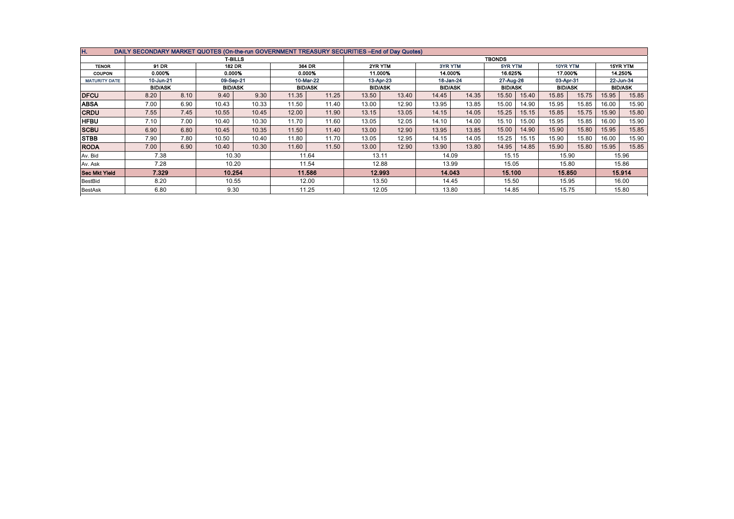| H. | DAILY SECONDARY MARKET QUOTES (On-the-run GOVERNMENT TREASURY SECURITIES –End of Day Quotes) | | | | | | | | | | | | | | | |
|---|---|---|---|---|---|---|---|---|---|---|---|---|---|---|---|---|
| | T-BILLS | | | | | | TBONDS | | | | | | | | | |
| TENOR | 91 DR | | 182 DR | | 364 DR | | 2YR YTM | | 3YR YTM | | 5YR YTM | | 10YR YTM | | 15YR YTM | |
| COUPON | 0.000% | | 0.000% | | 0.000% | | 11.000% | | 14.000% | | 16.625% | | 17.000% | | 14.250% | |
| MATURITY DATE | 10-Jun-21 | | 09-Sep-21 | | 10-Mar-22 | | 13-Apr-23 | | 18-Jan-24 | | 27-Aug-26 | | 03-Apr-31 | | 22-Jun-34 | |
| | BID/ASK | | BID/ASK | | BID/ASK | | BID/ASK | | BID/ASK | | BID/ASK | | BID/ASK | | BID/ASK | |
| DFCU | 8.20 | 8.10 | 9.40 | 9.30 | 11.35 | 11.25 | 13.50 | 13.40 | 14.45 | 14.35 | 15.50 | 15.40 | 15.85 | 15.75 | 15.95 | 15.85 |
| ABSA | 7.00 | 6.90 | 10.43 | 10.33 | 11.50 | 11.40 | 13.00 | 12.90 | 13.95 | 13.85 | 15.00 | 14.90 | 15.95 | 15.85 | 16.00 | 15.90 |
| CRDU | 7.55 | 7.45 | 10.55 | 10.45 | 12.00 | 11.90 | 13.15 | 13.05 | 14.15 | 14.05 | 15.25 | 15.15 | 15.85 | 15.75 | 15.90 | 15.80 |
| HFBU | 7.10 | 7.00 | 10.40 | 10.30 | 11.70 | 11.60 | 13.05 | 12.05 | 14.10 | 14.00 | 15.10 | 15.00 | 15.95 | 15.85 | 16.00 | 15.90 |
| SCBU | 6.90 | 6.80 | 10.45 | 10.35 | 11.50 | 11.40 | 13.00 | 12.90 | 13.95 | 13.85 | 15.00 | 14.90 | 15.90 | 15.80 | 15.95 | 15.85 |
| STBB | 7.90 | 7.80 | 10.50 | 10.40 | 11.80 | 11.70 | 13.05 | 12.95 | 14.15 | 14.05 | 15.25 | 15.15 | 15.90 | 15.80 | 16.00 | 15.90 |
| RODA | 7.00 | 6.90 | 10.40 | 10.30 | 11.60 | 11.50 | 13.00 | 12.90 | 13.90 | 13.80 | 14.95 | 14.85 | 15.90 | 15.80 | 15.95 | 15.85 |
| Av. Bid | 7.38 | | 10.30 | | 11.64 | | 13.11 | | 14.09 | | 15.15 | | 15.90 | | 15.96 | |
| Av. Ask | 7.28 | | 10.20 | | 11.54 | | 12.88 | | 13.99 | | 15.05 | | 15.80 | | 15.86 | |
| Sec Mkt Yield | 7.329 | | 10.254 | | 11.586 | | 12.993 | | 14.043 | | 15.100 | | 15.850 | | 15.914 | |
| BestBid | 8.20 | | 10.55 | | 12.00 | | 13.50 | | 14.45 | | 15.50 | | 15.95 | | 16.00 | |
| BestAsk | 6.80 | | 9.30 | | 11.25 | | 12.05 | | 13.80 | | 14.85 | | 15.75 | | 15.80 | |